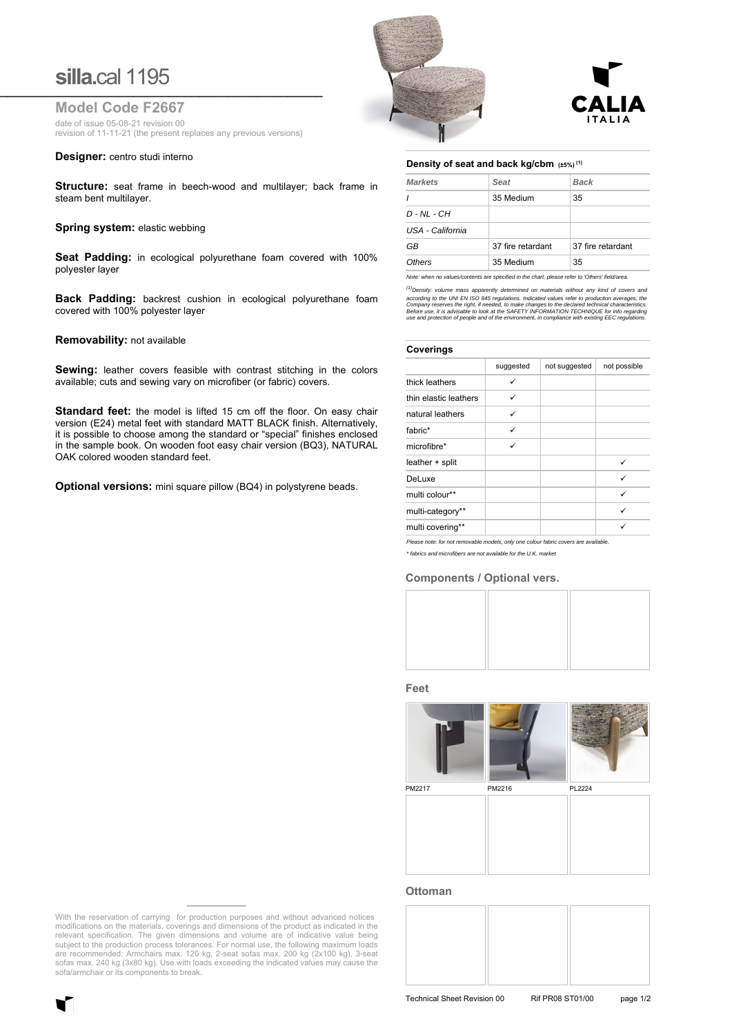# silla.cal 1195

## Model Code F2667

date of issue 05-08-21 revision 00
revision of 11-11-21 (the present replaces any previous versions)

**Designer:** centro studi interno

**Structure:** seat frame in beech-wood and multilayer; back frame in steam bent multilayer.

**Spring system:** elastic webbing

**Seat Padding:** in ecological polyurethane foam covered with 100% polyester layer

**Back Padding:** backrest cushion in ecological polyurethane foam covered with 100% polyester layer

**Removability:** not available

**Sewing:** leather covers feasible with contrast stitching in the colors available; cuts and sewing vary on microfiber (or fabric) covers.

**Standard feet:** the model is lifted 15 cm off the floor. On easy chair version (E24) metal feet with standard MATT BLACK finish. Alternatively, it is possible to choose among the standard or "special" finishes enclosed in the sample book. On wooden foot easy chair version (BQ3), NATURAL OAK colored wooden standard feet.

**Optional versions:** mini square pillow (BQ4) in polystyrene beads.

With the reservation of carrying for production purposes and without advanced notices modifications on the materials, coverings and dimensions of the product as indicated in the relevant specification. The given dimensions and volume are of indicative value being subject to the production process tolerances. For normal use, the following maximum loads are recommended: Armchairs max. 120 kg, 2-seat sofas max. 200 kg (2x100 kg), 3-seat sofas max. 240 kg (3x80 kg). Use with loads exceeding the indicated values may cause the sofa/armchair or its components to break.

CALIA ITALIA

### Density of seat and back kg/cbm (±5%) [1]

| Markets | Seat | Back |
|---|---|---|
| I | 35 Medium | 35 |
| D - NL - CH | | |
| USA - California | | |
| GB | 37 fire retardant | 37 fire retardant |
| Others | 35 Medium | 35 |

*Note: when no values/contents are specified in the chart, please refer to 'Others' field/area.*

*[1] Density: volume mass apparently determined on materials without any kind of covers and according to the UNI EN ISO 845 regulations. Indicated values refer to production averages; the Company reserves the right, if needed, to make changes to the declared technical characteristics. Before use, it is advisable to look at the SAFETY INFORMATION TECHNIQUE for info regarding use and protection of people and of the environment, in compliance with existing EEC regulations.*

### Coverings

| | suggested | not suggested | not possible |
|---|---|---|---|
| thick leathers | ✓ | | |
| thin elastic leathers | ✓ | | |
| natural leathers | ✓ | | |
| fabric* | ✓ | | |
| microfibre* | ✓ | | |
| leather + split | | | ✓ |
| DeLuxe | | | ✓ |
| multi colour** | | | ✓ |
| multi-category** | | | ✓ |
| multi covering** | | | ✓ |

*Please note: for not removable models, only one colour fabric covers are available.*

*\* fabrics and microfibers are not available for the U.K. market*

### Components / Optional vers.

### Feet

PM2217 PM2216 PL2224

### Ottoman

Technical Sheet Revision 00 Rif PR08 ST01/00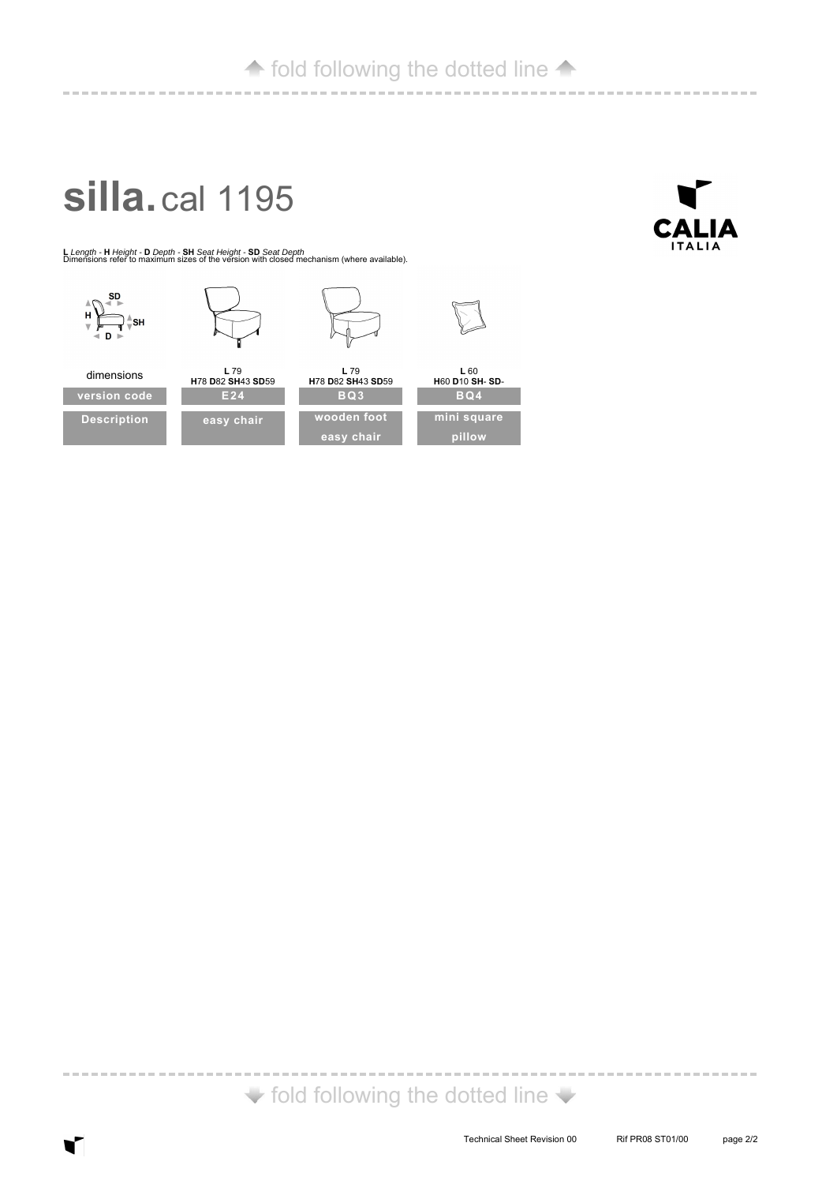↑ fold following the dotted line ↑

# silla. cal 1195

CALIA ITALIA

**L** *Length* - **H** *Height* - **D** *Depth* - **SH** *Seat Height* - **SD** *Seat Depth*
Dimensions refer to maximum sizes of the version with closed mechanism (where available).

| | | | |
|---|---|---|---|
| dimensions | **L** 79 **H**78 **D**82 **SH**43 **SD**59 | **L** 79 **H**78 **D**82 **SH**43 **SD**59 | **L** 60 **H**60 **D**10 **SH**- **SD**- |
| version code | E24 | BQ3 | BQ4 |
| Description | easy chair | wooden foot easy chair | mini square pillow |

↓ fold following the dotted line ↓

Technical Sheet Revision 00 Rif PR08 ST01/00